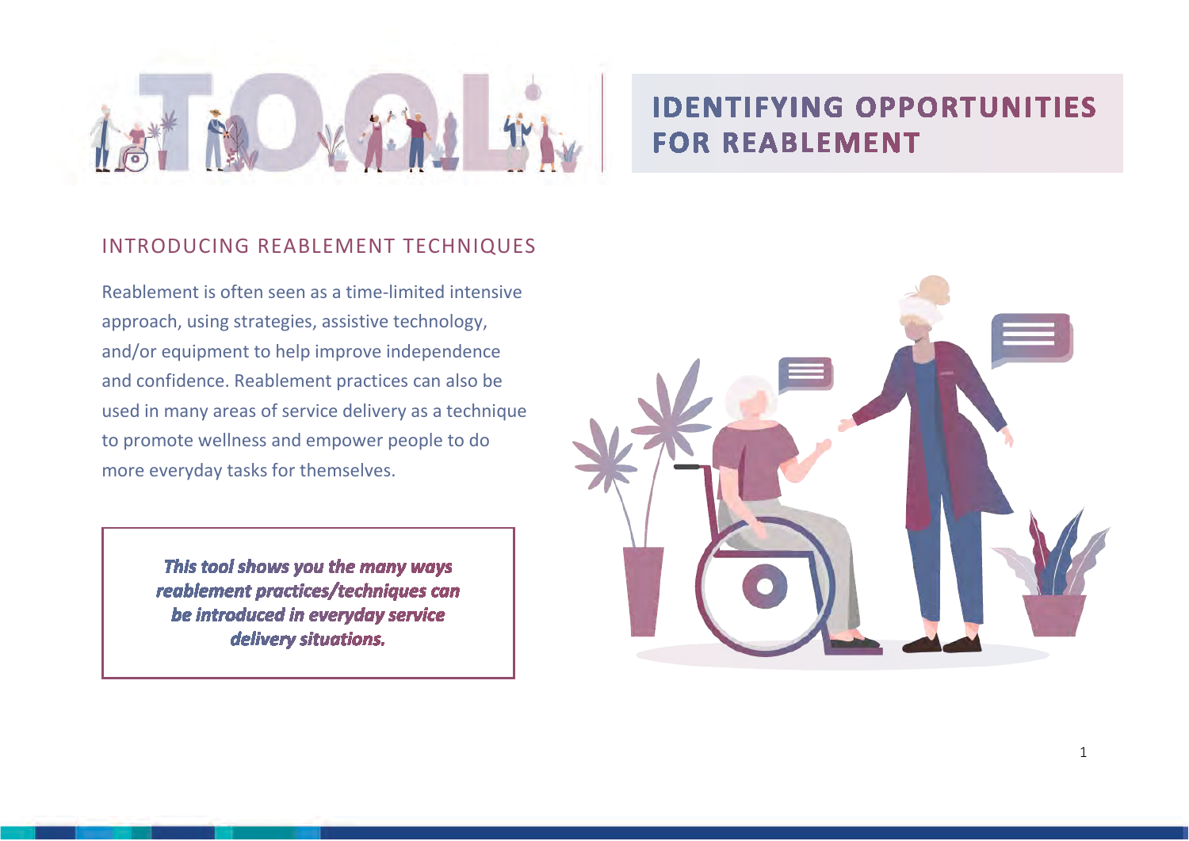# IDENTIFYING OPPORTUNITIES FOR REABLEMENT

## INTRODUCING REABLEMENT TECHNIQUES

Reablement is often seen as a time-limited intensive approach, using strategies, assistive technology, and/or equipment to help improve independence and confidence. Reablement practices can also be used in many areas of service delivery as a technique to promote wellness and empower people to do more everyday tasks for themselves.

***This tool shows you the many ways reablement practices/techniques can be introduced in everyday service delivery situations.***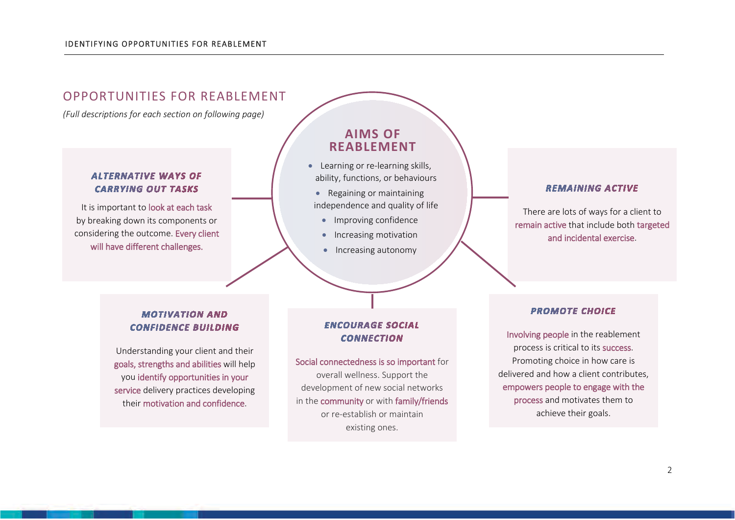## OPPORTUNITIES FOR REABLEMENT

*(Full descriptions for each section on following page)*

### AIMS OF REABLEMENT

- Learning or re-learning skills, ability, functions, or behaviours
- Regaining or maintaining independence and quality of life
- Improving confidence
- Increasing motivation
- Increasing autonomy

### ALTERNATIVE WAYS OF CARRYING OUT TASKS

It is important to look at each task by breaking down its components or considering the outcome. Every client will have different challenges.

### REMAINING ACTIVE

There are lots of ways for a client to remain active that include both targeted and incidental exercise.

### MOTIVATION AND CONFIDENCE BUILDING

Understanding your client and their goals, strengths and abilities will help you identify opportunities in your service delivery practices developing their motivation and confidence.

### ENCOURAGE SOCIAL CONNECTION

Social connectedness is so important for overall wellness. Support the development of new social networks in the community or with family/friends or re-establish or maintain existing ones.

### PROMOTE CHOICE

Involving people in the reablement process is critical to its success. Promoting choice in how care is delivered and how a client contributes, empowers people to engage with the process and motivates them to achieve their goals.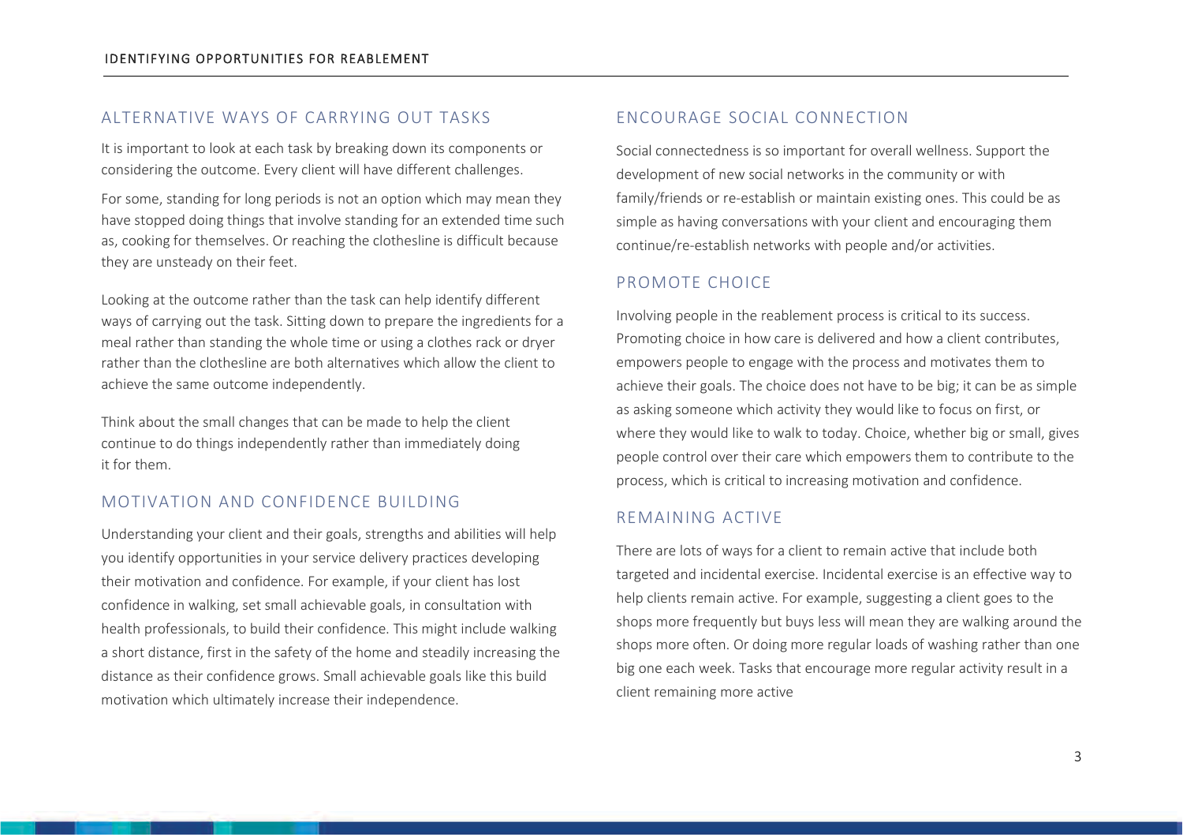## ALTERNATIVE WAYS OF CARRYING OUT TASKS

It is important to look at each task by breaking down its components or considering the outcome. Every client will have different challenges.

For some, standing for long periods is not an option which may mean they have stopped doing things that involve standing for an extended time such as, cooking for themselves. Or reaching the clothesline is difficult because they are unsteady on their feet.

Looking at the outcome rather than the task can help identify different ways of carrying out the task. Sitting down to prepare the ingredients for a meal rather than standing the whole time or using a clothes rack or dryer rather than the clothesline are both alternatives which allow the client to achieve the same outcome independently.

Think about the small changes that can be made to help the client continue to do things independently rather than immediately doing it for them.

## MOTIVATION AND CONFIDENCE BUILDING

Understanding your client and their goals, strengths and abilities will help you identify opportunities in your service delivery practices developing their motivation and confidence. For example, if your client has lost confidence in walking, set small achievable goals, in consultation with health professionals, to build their confidence. This might include walking a short distance, first in the safety of the home and steadily increasing the distance as their confidence grows. Small achievable goals like this build motivation which ultimately increase their independence.

## ENCOURAGE SOCIAL CONNECTION

Social connectedness is so important for overall wellness. Support the development of new social networks in the community or with family/friends or re-establish or maintain existing ones. This could be as simple as having conversations with your client and encouraging them continue/re-establish networks with people and/or activities.

## PROMOTE CHOICE

Involving people in the reablement process is critical to its success. Promoting choice in how care is delivered and how a client contributes, empowers people to engage with the process and motivates them to achieve their goals. The choice does not have to be big; it can be as simple as asking someone which activity they would like to focus on first, or where they would like to walk to today. Choice, whether big or small, gives people control over their care which empowers them to contribute to the process, which is critical to increasing motivation and confidence.

## REMAINING ACTIVE

There are lots of ways for a client to remain active that include both targeted and incidental exercise. Incidental exercise is an effective way to help clients remain active. For example, suggesting a client goes to the shops more frequently but buys less will mean they are walking around the shops more often. Or doing more regular loads of washing rather than one big one each week. Tasks that encourage more regular activity result in a client remaining more active